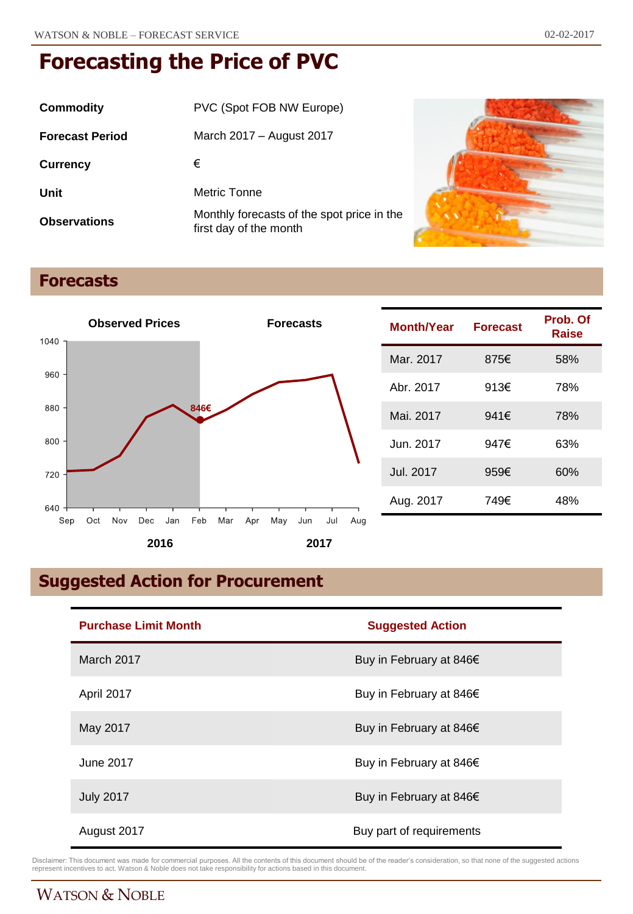# Forecasting the Price of PVC

| | |
|---|---|
| **Commodity** | PVC (Spot FOB NW Europe) |
| **Forecast Period** | March 2017 – August 2017 |
| **Currency** | € |
| **Unit** | Metric Tonne |
| **Observations** | Monthly forecasts of the spot price in the first day of the month |

## Forecasts

Observed Prices

Forecasts

1040
960
880
800
720
640

846€

Sep Oct Nov Dec Jan Feb Mar Apr May Jun Jul Aug

2016

2017

| Month/Year | Forecast | Prob. Of Raise |
|---|---|---|
| Mar. 2017 | 875€ | 58% |
| Abr. 2017 | 913€ | 78% |
| Mai. 2017 | 941€ | 78% |
| Jun. 2017 | 947€ | 63% |
| Jul. 2017 | 959€ | 60% |
| Aug. 2017 | 749€ | 48% |

## Suggested Action for Procurement

| Purchase Limit Month | Suggested Action |
|---|---|
| March 2017 | Buy in February at 846€ |
| April 2017 | Buy in February at 846€ |
| May 2017 | Buy in February at 846€ |
| June 2017 | Buy in February at 846€ |
| July 2017 | Buy in February at 846€ |
| August 2017 | Buy part of requirements |

Disclaimer: This document was made for commercial purposes. All the contents of this document should be of the reader's consideration, so that none of the suggested actions represent incentives to act. Watson & Noble does not take responsibility for actions based in this document.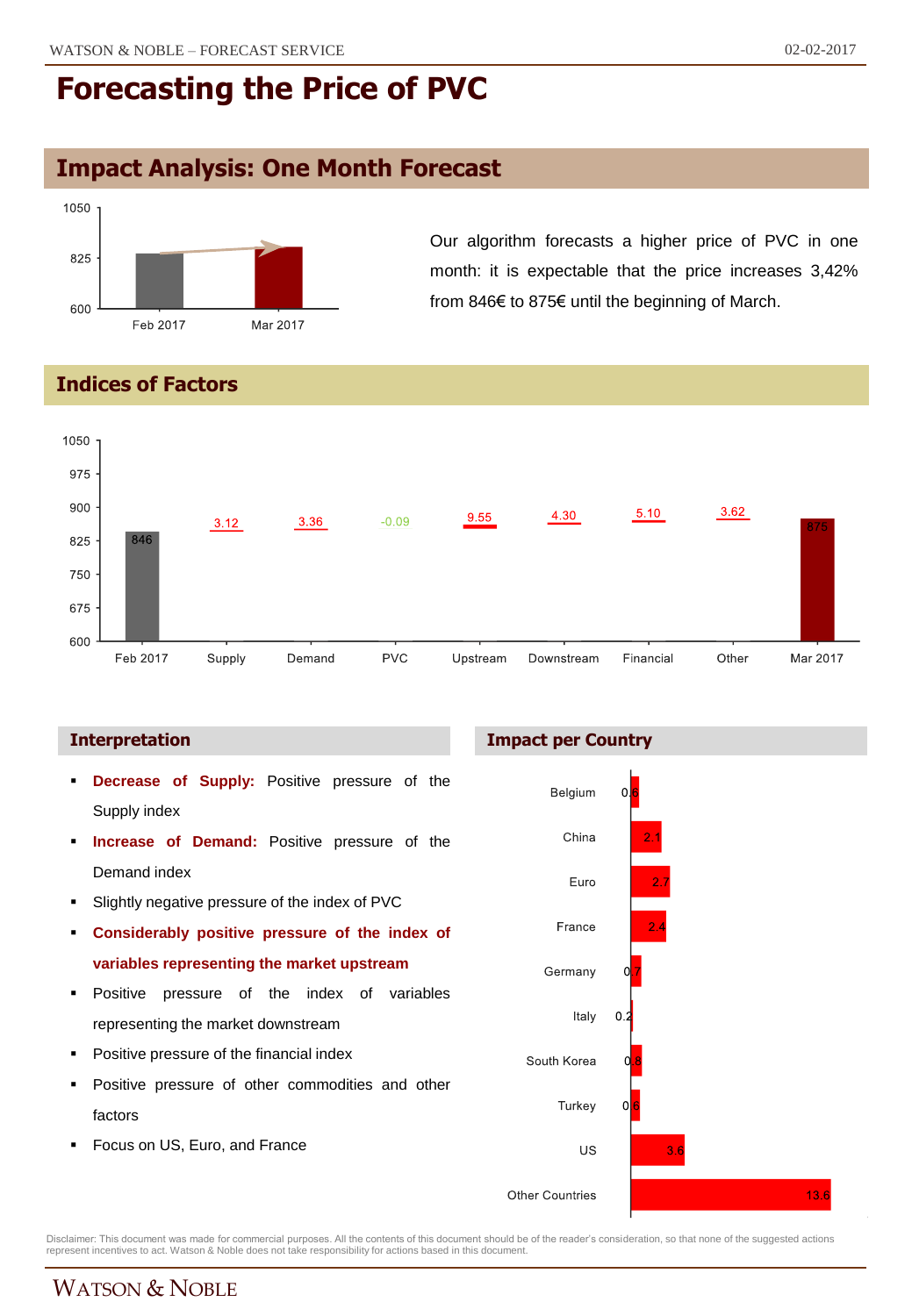# Forecasting the Price of PVC

## Impact Analysis: One Month Forecast

Our algorithm forecasts a higher price of PVC in one month: it is expectable that the price increases 3,42% from 846€ to 875€ until the beginning of March.

## Indices of Factors

| Feb 2017 | Supply | Demand | PVC | Upstream | Downstream | Financial | Other | Mar 2017 |
|---|---|---|---|---|---|---|---|---|
| 846 | 3.12 | 3.36 | -0.09 | 9.55 | 4.30 | 5.10 | 3.62 | 875 |

### Interpretation

- **Decrease of Supply:** Positive pressure of the Supply index
- **Increase of Demand:** Positive pressure of the Demand index
- Slightly negative pressure of the index of PVC
- **Considerably positive pressure of the index of variables representing the market upstream**
- Positive pressure of the index of variables representing the market downstream
- Positive pressure of the financial index
- Positive pressure of other commodities and other factors
- Focus on US, Euro, and France

### Impact per Country

| Country | Impact |
|---|---|
| Belgium | 0.6 |
| China | 2.1 |
| Euro | 2.7 |
| France | 2.4 |
| Germany | 0.7 |
| Italy | 0.2 |
| South Korea | 0.8 |
| Turkey | 0.6 |
| US | 3.6 |
| Other Countries | 13.6 |

Disclaimer: This document was made for commercial purposes. All the contents of this document should be of the reader's consideration, so that none of the suggested actions represent incentives to act. Watson & Noble does not take responsibility for actions based in this document.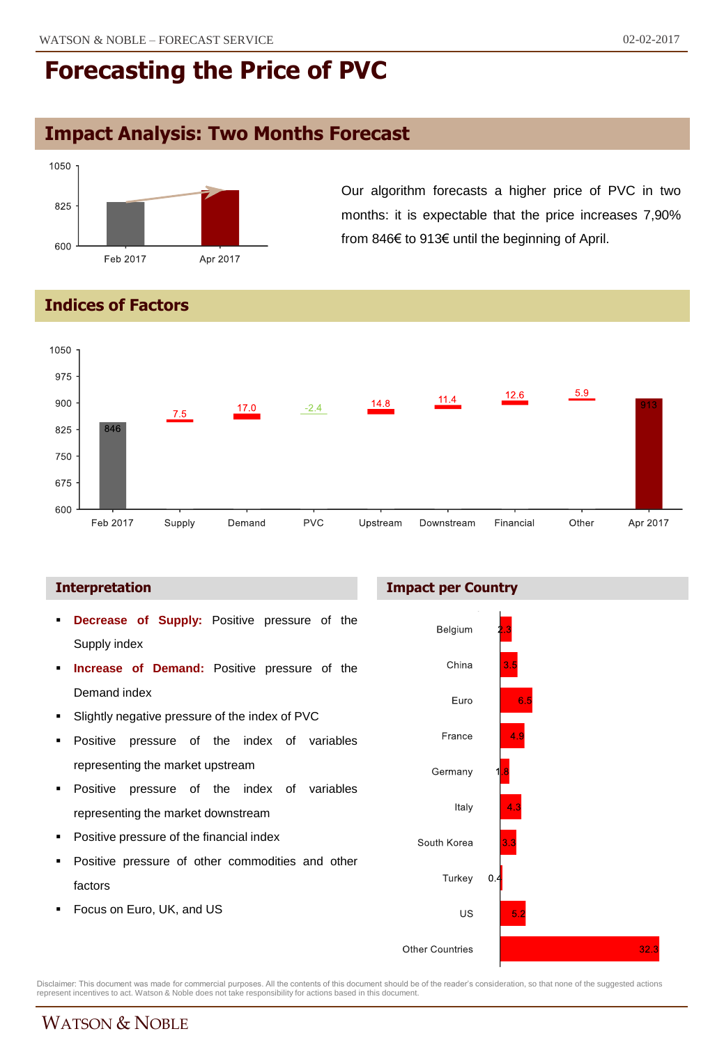# Forecasting the Price of PVC

## Impact Analysis: Two Months Forecast

Our algorithm forecasts a higher price of PVC in two months: it is expectable that the price increases 7,90% from 846€ to 913€ until the beginning of April.

## Indices of Factors

| Factor | Value |
|---|---|
| Feb 2017 | 846 |
| Supply | 7.5 |
| Demand | 17.0 |
| PVC | -2.4 |
| Upstream | 14.8 |
| Downstream | 11.4 |
| Financial | 12.6 |
| Other | 5.9 |
| Apr 2017 | 913 |

### Interpretation

- **Decrease of Supply:** Positive pressure of the Supply index
- **Increase of Demand:** Positive pressure of the Demand index
- Slightly negative pressure of the index of PVC
- Positive pressure of the index of variables representing the market upstream
- Positive pressure of the index of variables representing the market downstream
- Positive pressure of the financial index
- Positive pressure of other commodities and other factors
- Focus on Euro, UK, and US

### Impact per Country

| Country | Impact |
|---|---|
| Belgium | 2.3 |
| China | 3.5 |
| Euro | 6.5 |
| France | 4.9 |
| Germany | 1.8 |
| Italy | 4.3 |
| South Korea | 3.3 |
| Turkey | 0.4 |
| US | 5.2 |
| Other Countries | 32.3 |

Disclaimer: This document was made for commercial purposes. All the contents of this document should be of the reader's consideration, so that none of the suggested actions represent incentives to act. Watson & Noble does not take responsibility for actions based in this document.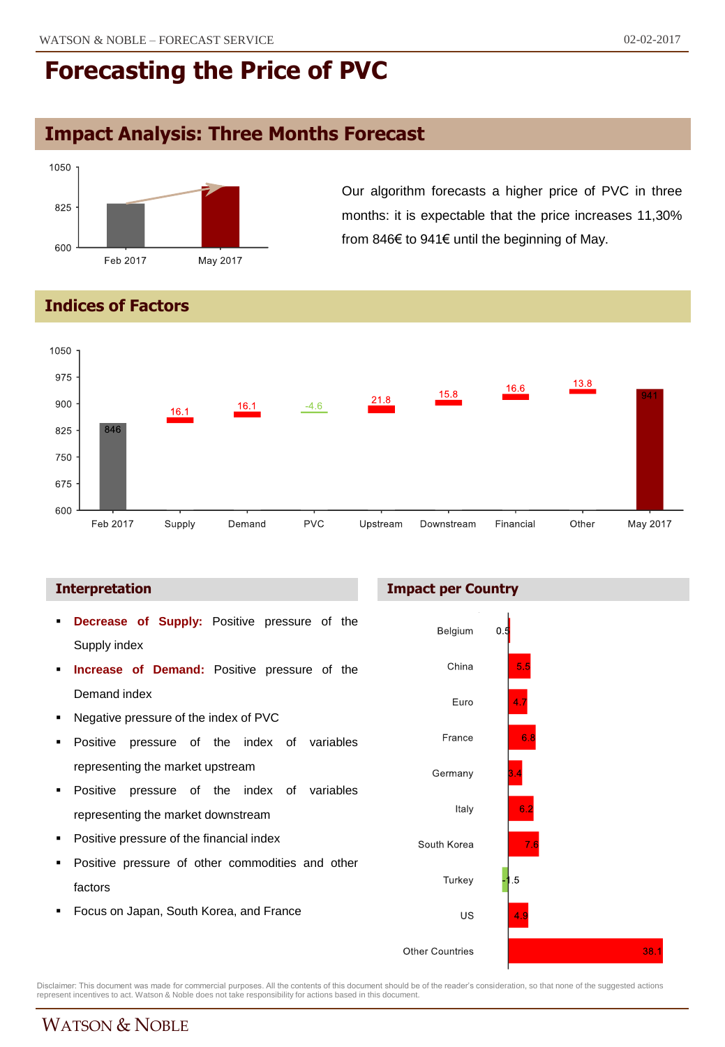# Forecasting the Price of PVC

## Impact Analysis: Three Months Forecast

1050
825
600
Feb 2017
May 2017

Our algorithm forecasts a higher price of PVC in three months: it is expectable that the price increases 11,30% from 846€ to 941€ until the beginning of May.

## Indices of Factors

1050
975
900
825
750
675
600

846
16.1
16.1
-4.6
21.8
15.8
16.6
13.8
941

Feb 2017
Supply
Demand
PVC
Upstream
Downstream
Financial
Other
May 2017

### Interpretation

- **Decrease of Supply:** Positive pressure of the Supply index
- **Increase of Demand:** Positive pressure of the Demand index
- Negative pressure of the index of PVC
- Positive pressure of the index of variables representing the market upstream
- Positive pressure of the index of variables representing the market downstream
- Positive pressure of the financial index
- Positive pressure of other commodities and other factors
- Focus on Japan, South Korea, and France

### Impact per Country

Belgium 0.5
China 5.5
Euro 4.7
France 6.8
Germany 3.4
Italy 6.2
South Korea 7.6
Turkey -1.5
US 4.9
Other Countries 38.1

Disclaimer: This document was made for commercial purposes. All the contents of this document should be of the reader's consideration, so that none of the suggested actions represent incentives to act. Watson & Noble does not take responsibility for actions based in this document.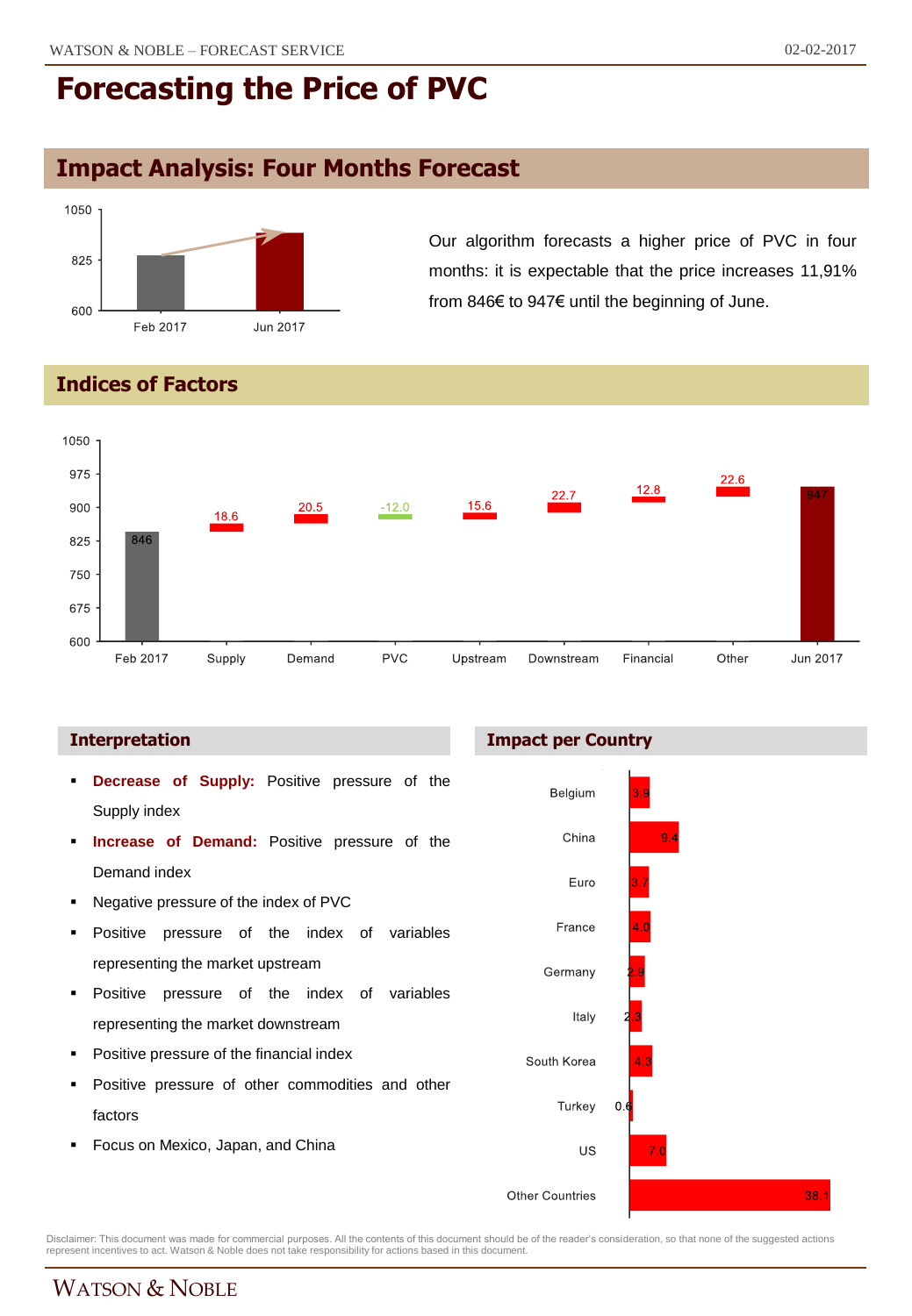# Forecasting the Price of PVC

## Impact Analysis: Four Months Forecast

1050
825
600
Feb 2017
Jun 2017

Our algorithm forecasts a higher price of PVC in four months: it is expectable that the price increases 11,91% from 846€ to 947€ until the beginning of June.

## Indices of Factors

1050
975
900
825
750
675
600

846
18.6
20.5
-12.0
15.6
22.7
12.8
22.6
947

Feb 2017
Supply
Demand
PVC
Upstream
Downstream
Financial
Other
Jun 2017

### Interpretation

- **Decrease of Supply:** Positive pressure of the Supply index
- **Increase of Demand:** Positive pressure of the Demand index
- Negative pressure of the index of PVC
- Positive pressure of the index of variables representing the market upstream
- Positive pressure of the index of variables representing the market downstream
- Positive pressure of the financial index
- Positive pressure of other commodities and other factors
- Focus on Mexico, Japan, and China

### Impact per Country

Belgium 3.9
China 9.4
Euro 3.7
France 4.0
Germany 2.9
Italy 2.3
South Korea 4.3
Turkey 0.6
US 7.0
Other Countries 38.1

Disclaimer: This document was made for commercial purposes. All the contents of this document should be of the reader's consideration, so that none of the suggested actions represent incentives to act. Watson & Noble does not take responsibility for actions based in this document.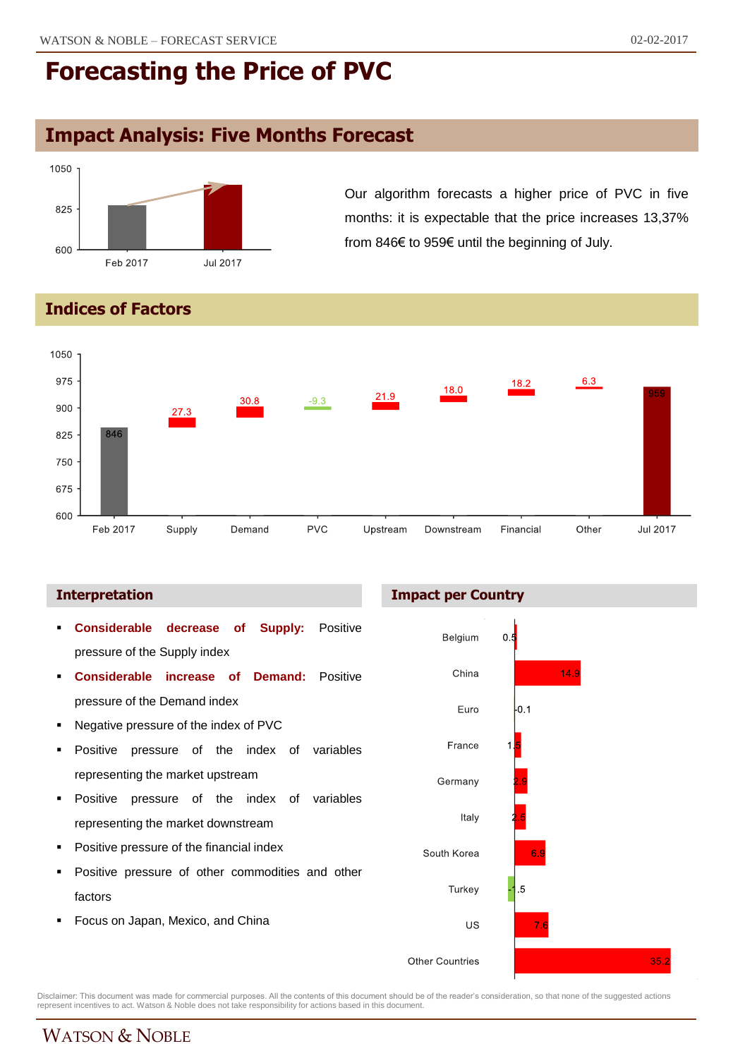# Forecasting the Price of PVC

## Impact Analysis: Five Months Forecast

1050
825
600
Feb 2017
Jul 2017

Our algorithm forecasts a higher price of PVC in five months: it is expectable that the price increases 13,37% from 846€ to 959€ until the beginning of July.

## Indices of Factors

1050
975
900
825
750
675
600

846
27.3
30.8
-9.3
21.9
18.0
18.2
6.3
959

Feb 2017
Supply
Demand
PVC
Upstream
Downstream
Financial
Other
Jul 2017

### Interpretation

- **Considerable decrease of Supply:** Positive pressure of the Supply index
- **Considerable increase of Demand:** Positive pressure of the Demand index
- Negative pressure of the index of PVC
- Positive pressure of the index of variables representing the market upstream
- Positive pressure of the index of variables representing the market downstream
- Positive pressure of the financial index
- Positive pressure of other commodities and other factors
- Focus on Japan, Mexico, and China

### Impact per Country

Belgium 0.5
China 14.9
Euro -0.1
France 1.5
Germany 2.9
Italy 2.6
South Korea 6.9
Turkey -1.5
US 7.6
Other Countries 35.2

Disclaimer: This document was made for commercial purposes. All the contents of this document should be of the reader's consideration, so that none of the suggested actions represent incentives to act. Watson & Noble does not take responsibility for actions based in this document.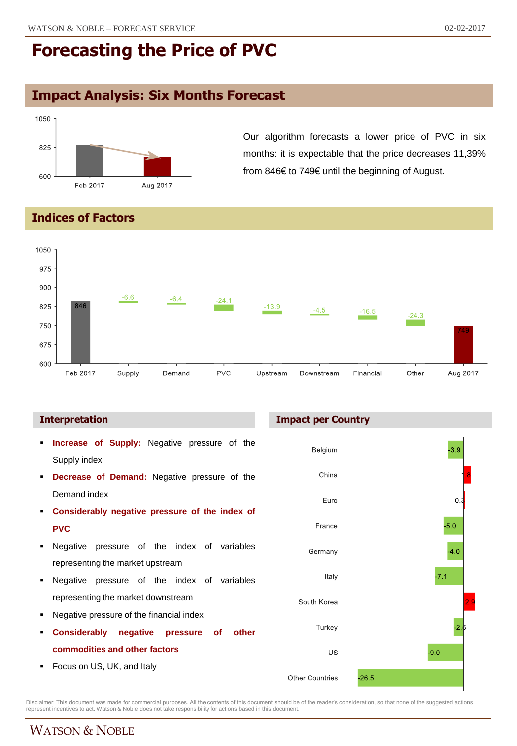# Forecasting the Price of PVC

## Impact Analysis: Six Months Forecast

Our algorithm forecasts a lower price of PVC in six months: it is expectable that the price decreases 11,39% from 846€ to 749€ until the beginning of August.

## Indices of Factors

| Factor | Value |
|---|---|
| Feb 2017 | 846 |
| Supply | -6.6 |
| Demand | -6.4 |
| PVC | -24.1 |
| Upstream | -13.9 |
| Downstream | -4.5 |
| Financial | -16.5 |
| Other | -24.3 |
| Aug 2017 | 749 |

### Interpretation

- **Increase of Supply:** Negative pressure of the Supply index
- **Decrease of Demand:** Negative pressure of the Demand index
- **Considerably negative pressure of the index of PVC**
- Negative pressure of the index of variables representing the market upstream
- Negative pressure of the index of variables representing the market downstream
- Negative pressure of the financial index
- **Considerably negative pressure of other commodities and other factors**
- Focus on US, UK, and Italy

### Impact per Country

| Country | Impact |
|---|---|
| Belgium | -3.9 |
| China | 1.8 |
| Euro | 0.3 |
| France | -5.0 |
| Germany | -4.0 |
| Italy | -7.1 |
| South Korea | 2.9 |
| Turkey | -2.5 |
| US | -9.0 |
| Other Countries | -26.5 |

Disclaimer: This document was made for commercial purposes. All the contents of this document should be of the reader's consideration, so that none of the suggested actions represent incentives to act. Watson & Noble does not take responsibility for actions based in this document.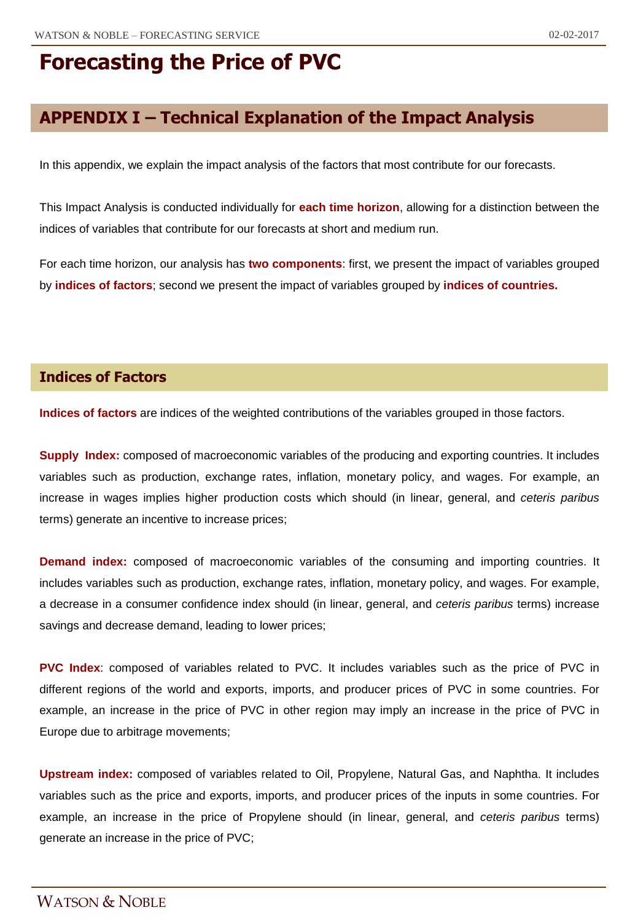# Forecasting the Price of PVC

## APPENDIX I – Technical Explanation of the Impact Analysis

In this appendix, we explain the impact analysis of the factors that most contribute for our forecasts.

This Impact Analysis is conducted individually for **each time horizon**, allowing for a distinction between the indices of variables that contribute for our forecasts at short and medium run.

For each time horizon, our analysis has **two components**: first, we present the impact of variables grouped by **indices of factors**; second we present the impact of variables grouped by **indices of countries.**

### Indices of Factors

**Indices of factors** are indices of the weighted contributions of the variables grouped in those factors.

**Supply Index:** composed of macroeconomic variables of the producing and exporting countries. It includes variables such as production, exchange rates, inflation, monetary policy, and wages. For example, an increase in wages implies higher production costs which should (in linear, general, and *ceteris paribus* terms) generate an incentive to increase prices;

**Demand index:** composed of macroeconomic variables of the consuming and importing countries. It includes variables such as production, exchange rates, inflation, monetary policy, and wages. For example, a decrease in a consumer confidence index should (in linear, general, and *ceteris paribus* terms) increase savings and decrease demand, leading to lower prices;

**PVC Index**: composed of variables related to PVC. It includes variables such as the price of PVC in different regions of the world and exports, imports, and producer prices of PVC in some countries. For example, an increase in the price of PVC in other region may imply an increase in the price of PVC in Europe due to arbitrage movements;

**Upstream index:** composed of variables related to Oil, Propylene, Natural Gas, and Naphtha. It includes variables such as the price and exports, imports, and producer prices of the inputs in some countries. For example, an increase in the price of Propylene should (in linear, general, and *ceteris paribus* terms) generate an increase in the price of PVC;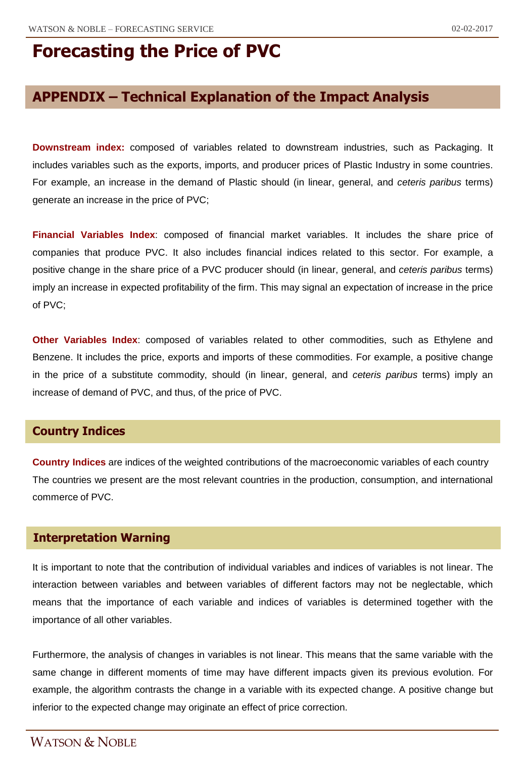# Forecasting the Price of PVC

## APPENDIX – Technical Explanation of the Impact Analysis

**Downstream index:** composed of variables related to downstream industries, such as Packaging. It includes variables such as the exports, imports, and producer prices of Plastic Industry in some countries. For example, an increase in the demand of Plastic should (in linear, general, and *ceteris paribus* terms) generate an increase in the price of PVC;

**Financial Variables Index**: composed of financial market variables. It includes the share price of companies that produce PVC. It also includes financial indices related to this sector. For example, a positive change in the share price of a PVC producer should (in linear, general, and *ceteris paribus* terms) imply an increase in expected profitability of the firm. This may signal an expectation of increase in the price of PVC;

**Other Variables Index**: composed of variables related to other commodities, such as Ethylene and Benzene. It includes the price, exports and imports of these commodities. For example, a positive change in the price of a substitute commodity, should (in linear, general, and *ceteris paribus* terms) imply an increase of demand of PVC, and thus, of the price of PVC.

## Country Indices

**Country Indices** are indices of the weighted contributions of the macroeconomic variables of each country The countries we present are the most relevant countries in the production, consumption, and international commerce of PVC.

## Interpretation Warning

It is important to note that the contribution of individual variables and indices of variables is not linear. The interaction between variables and between variables of different factors may not be neglectable, which means that the importance of each variable and indices of variables is determined together with the importance of all other variables.

Furthermore, the analysis of changes in variables is not linear. This means that the same variable with the same change in different moments of time may have different impacts given its previous evolution. For example, the algorithm contrasts the change in a variable with its expected change. A positive change but inferior to the expected change may originate an effect of price correction.